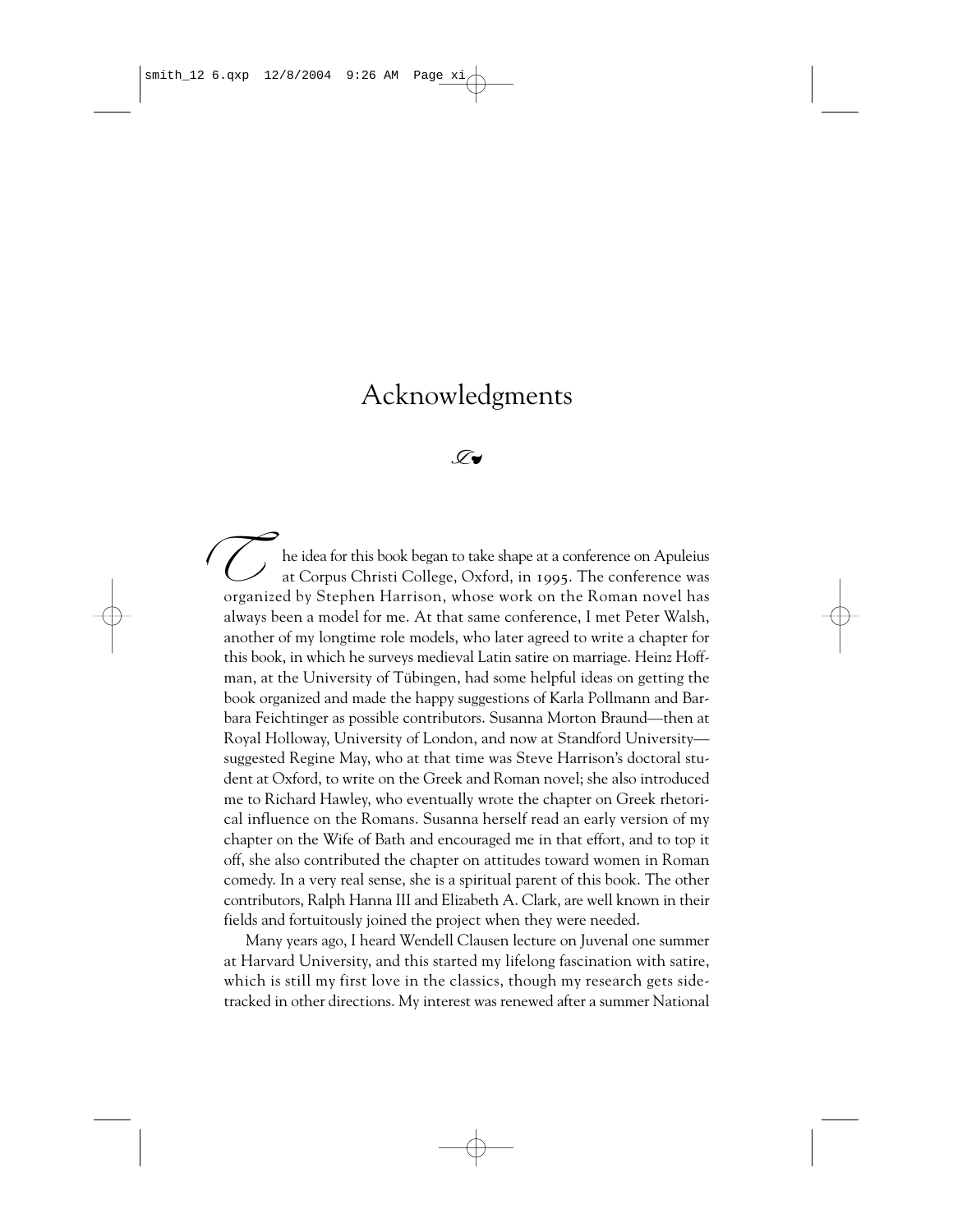# Acknowledgments

The idea for this book began to take shape at a conference on Apuleius at Corpus Christi College, Oxford, in 1995. The conference was organized by Stephen Harrison, whose work on the Roman novel has always been a model for me. At that same conference, I met Peter Walsh, another of my longtime role models, who later agreed to write a chapter for this book, in which he surveys medieval Latin satire on marriage. Heinz Hoffman, at the University of Tübingen, had some helpful ideas on getting the book organized and made the happy suggestions of Karla Pollmann and Barbara Feichtinger as possible contributors. Susanna Morton Braund—then at Royal Holloway, University of London, and now at Standford University—suggested Regine May, who at that time was Steve Harrison's doctoral student at Oxford, to write on the Greek and Roman novel; she also introduced me to Richard Hawley, who eventually wrote the chapter on Greek rhetorical influence on the Romans. Susanna herself read an early version of my chapter on the Wife of Bath and encouraged me in that effort, and to top it off, she also contributed the chapter on attitudes toward women in Roman comedy. In a very real sense, she is a spiritual parent of this book. The other contributors, Ralph Hanna III and Elizabeth A. Clark, are well known in their fields and fortuitously joined the project when they were needed.

Many years ago, I heard Wendell Clausen lecture on Juvenal one summer at Harvard University, and this started my lifelong fascination with satire, which is still my first love in the classics, though my research gets sidetracked in other directions. My interest was renewed after a summer National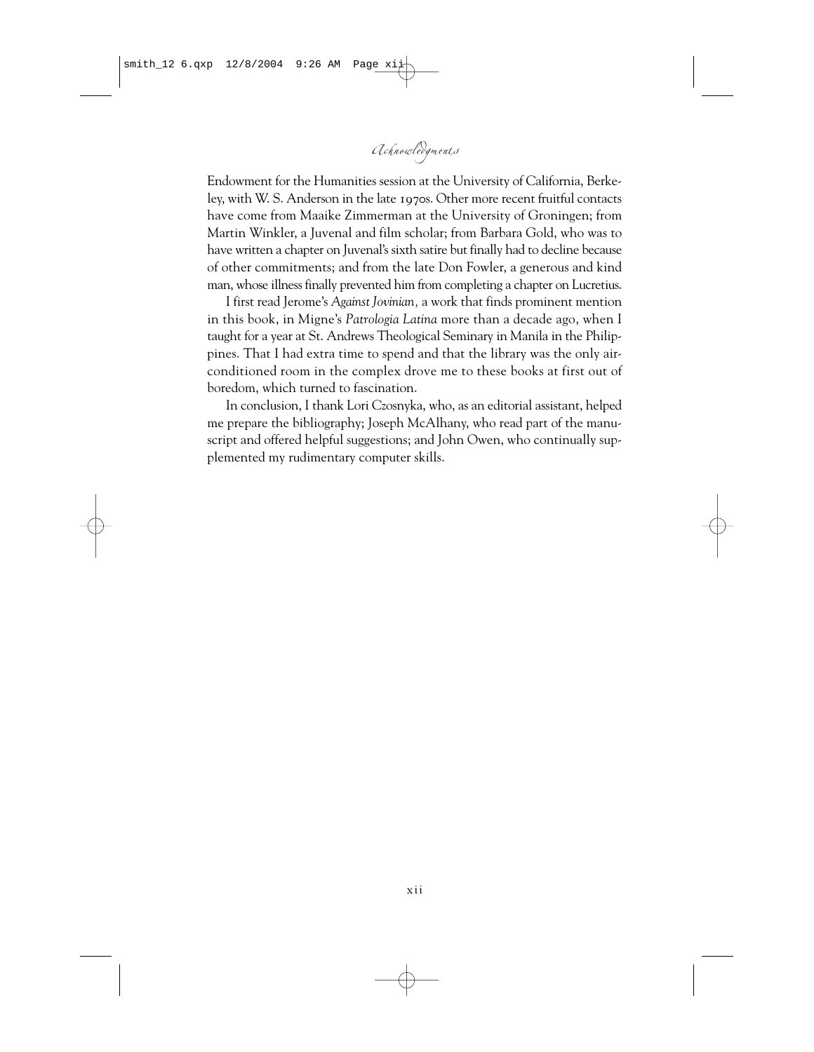Endowment for the Humanities session at the University of California, Berkeley, with W. S. Anderson in the late 1970s. Other more recent fruitful contacts have come from Maaike Zimmerman at the University of Groningen; from Martin Winkler, a Juvenal and film scholar; from Barbara Gold, who was to have written a chapter on Juvenal's sixth satire but finally had to decline because of other commitments; and from the late Don Fowler, a generous and kind man, whose illness finally prevented him from completing a chapter on Lucretius.

I first read Jerome's *Against Jovinian,* a work that finds prominent mention in this book, in Migne's *Patrologia Latina* more than a decade ago, when I taught for a year at St. Andrews Theological Seminary in Manila in the Philippines. That I had extra time to spend and that the library was the only air-conditioned room in the complex drove me to these books at first out of boredom, which turned to fascination.

In conclusion, I thank Lori Czosnyka, who, as an editorial assistant, helped me prepare the bibliography; Joseph McAlhany, who read part of the manuscript and offered helpful suggestions; and John Owen, who continually supplemented my rudimentary computer skills.